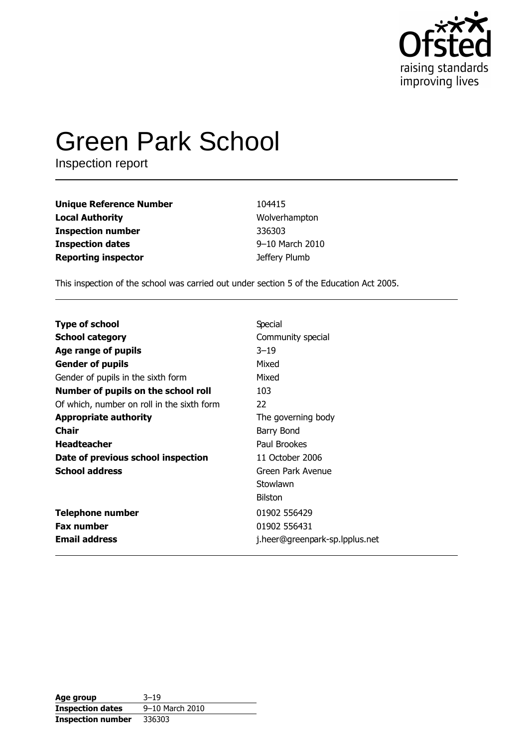# Green Park School

Inspection report

| | |
|---|---|
| **Unique Reference Number** | 104415 |
| **Local Authority** | Wolverhampton |
| **Inspection number** | 336303 |
| **Inspection dates** | 9–10 March 2010 |
| **Reporting inspector** | Jeffery Plumb |

This inspection of the school was carried out under section 5 of the Education Act 2005.

| | |
|---|---|
| **Type of school** | Special |
| **School category** | Community special |
| **Age range of pupils** | 3–19 |
| **Gender of pupils** | Mixed |
| Gender of pupils in the sixth form | Mixed |
| **Number of pupils on the school roll** | 103 |
| Of which, number on roll in the sixth form | 22 |
| **Appropriate authority** | The governing body |
| **Chair** | Barry Bond |
| **Headteacher** | Paul Brookes |
| **Date of previous school inspection** | 11 October 2006 |
| **School address** | Green Park Avenue<br>Stowlawn<br>Bilston |
| **Telephone number** | 01902 556429 |
| **Fax number** | 01902 556431 |
| **Email address** | j.heer@greenpark-sp.lpplus.net |

| | |
|---|---|
| **Age group** | 3–19 |
| **Inspection dates** | 9–10 March 2010 |
| **Inspection number** | 336303 |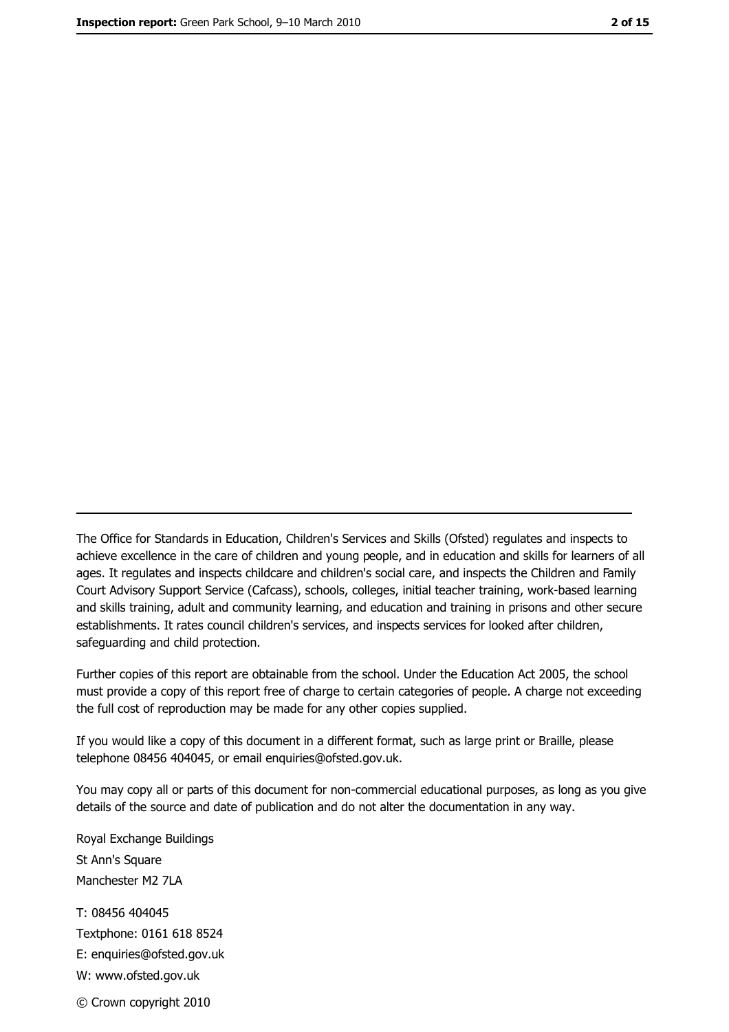---

The Office for Standards in Education, Children's Services and Skills (Ofsted) regulates and inspects to achieve excellence in the care of children and young people, and in education and skills for learners of all ages. It regulates and inspects childcare and children's social care, and inspects the Children and Family Court Advisory Support Service (Cafcass), schools, colleges, initial teacher training, work-based learning and skills training, adult and community learning, and education and training in prisons and other secure establishments. It rates council children's services, and inspects services for looked after children, safeguarding and child protection.

Further copies of this report are obtainable from the school. Under the Education Act 2005, the school must provide a copy of this report free of charge to certain categories of people. A charge not exceeding the full cost of reproduction may be made for any other copies supplied.

If you would like a copy of this document in a different format, such as large print or Braille, please telephone 08456 404045, or email enquiries@ofsted.gov.uk.

You may copy all or parts of this document for non-commercial educational purposes, as long as you give details of the source and date of publication and do not alter the documentation in any way.

Royal Exchange Buildings
St Ann's Square
Manchester M2 7LA

T: 08456 404045
Textphone: 0161 618 8524
E: enquiries@ofsted.gov.uk
W: www.ofsted.gov.uk

© Crown copyright 2010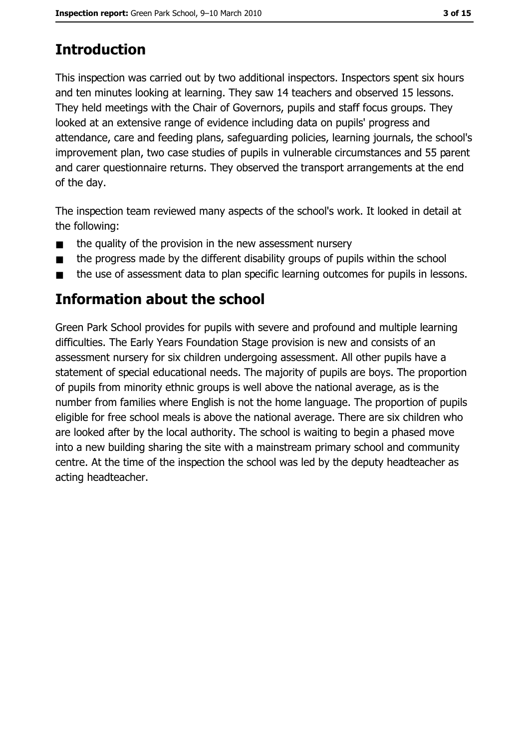## Introduction

This inspection was carried out by two additional inspectors. Inspectors spent six hours and ten minutes looking at learning. They saw 14 teachers and observed 15 lessons. They held meetings with the Chair of Governors, pupils and staff focus groups. They looked at an extensive range of evidence including data on pupils' progress and attendance, care and feeding plans, safeguarding policies, learning journals, the school's improvement plan, two case studies of pupils in vulnerable circumstances and 55 parent and carer questionnaire returns. They observed the transport arrangements at the end of the day.

The inspection team reviewed many aspects of the school's work. It looked in detail at the following:

- the quality of the provision in the new assessment nursery
- the progress made by the different disability groups of pupils within the school
- the use of assessment data to plan specific learning outcomes for pupils in lessons.

## Information about the school

Green Park School provides for pupils with severe and profound and multiple learning difficulties. The Early Years Foundation Stage provision is new and consists of an assessment nursery for six children undergoing assessment. All other pupils have a statement of special educational needs. The majority of pupils are boys. The proportion of pupils from minority ethnic groups is well above the national average, as is the number from families where English is not the home language. The proportion of pupils eligible for free school meals is above the national average. There are six children who are looked after by the local authority. The school is waiting to begin a phased move into a new building sharing the site with a mainstream primary school and community centre. At the time of the inspection the school was led by the deputy headteacher as acting headteacher.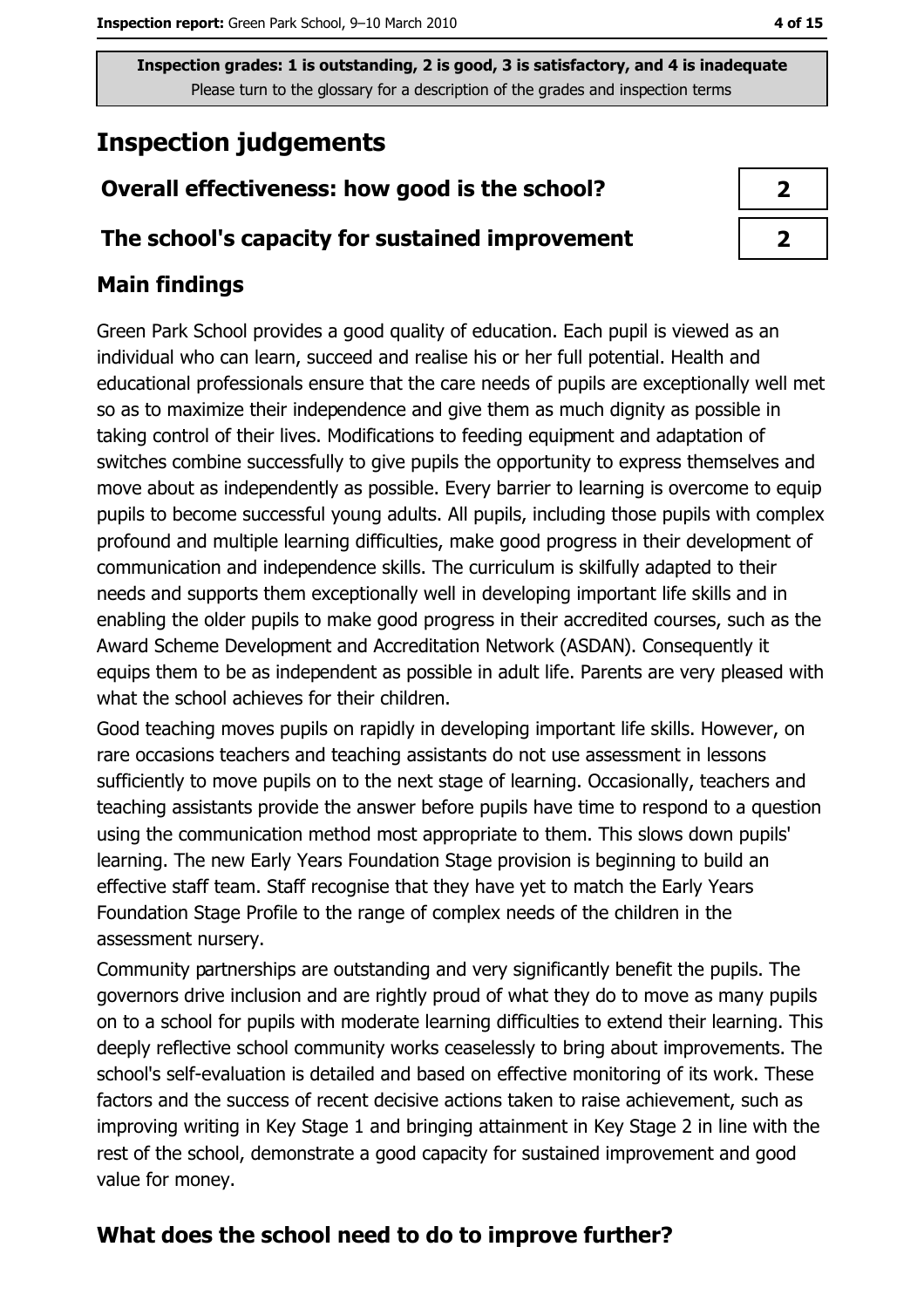**Inspection grades: 1 is outstanding, 2 is good, 3 is satisfactory, and 4 is inadequate**
Please turn to the glossary for a description of the grades and inspection terms

## Inspection judgements

| | |
|---|---|
| **Overall effectiveness: how good is the school?** | 2 |
| **The school's capacity for sustained improvement** | 2 |

### Main findings

Green Park School provides a good quality of education. Each pupil is viewed as an individual who can learn, succeed and realise his or her full potential. Health and educational professionals ensure that the care needs of pupils are exceptionally well met so as to maximize their independence and give them as much dignity as possible in taking control of their lives. Modifications to feeding equipment and adaptation of switches combine successfully to give pupils the opportunity to express themselves and move about as independently as possible. Every barrier to learning is overcome to equip pupils to become successful young adults. All pupils, including those pupils with complex profound and multiple learning difficulties, make good progress in their development of communication and independence skills. The curriculum is skilfully adapted to their needs and supports them exceptionally well in developing important life skills and in enabling the older pupils to make good progress in their accredited courses, such as the Award Scheme Development and Accreditation Network (ASDAN). Consequently it equips them to be as independent as possible in adult life. Parents are very pleased with what the school achieves for their children.

Good teaching moves pupils on rapidly in developing important life skills. However, on rare occasions teachers and teaching assistants do not use assessment in lessons sufficiently to move pupils on to the next stage of learning. Occasionally, teachers and teaching assistants provide the answer before pupils have time to respond to a question using the communication method most appropriate to them. This slows down pupils' learning. The new Early Years Foundation Stage provision is beginning to build an effective staff team. Staff recognise that they have yet to match the Early Years Foundation Stage Profile to the range of complex needs of the children in the assessment nursery.

Community partnerships are outstanding and very significantly benefit the pupils. The governors drive inclusion and are rightly proud of what they do to move as many pupils on to a school for pupils with moderate learning difficulties to extend their learning. This deeply reflective school community works ceaselessly to bring about improvements. The school's self-evaluation is detailed and based on effective monitoring of its work. These factors and the success of recent decisive actions taken to raise achievement, such as improving writing in Key Stage 1 and bringing attainment in Key Stage 2 in line with the rest of the school, demonstrate a good capacity for sustained improvement and good value for money.

## What does the school need to do to improve further?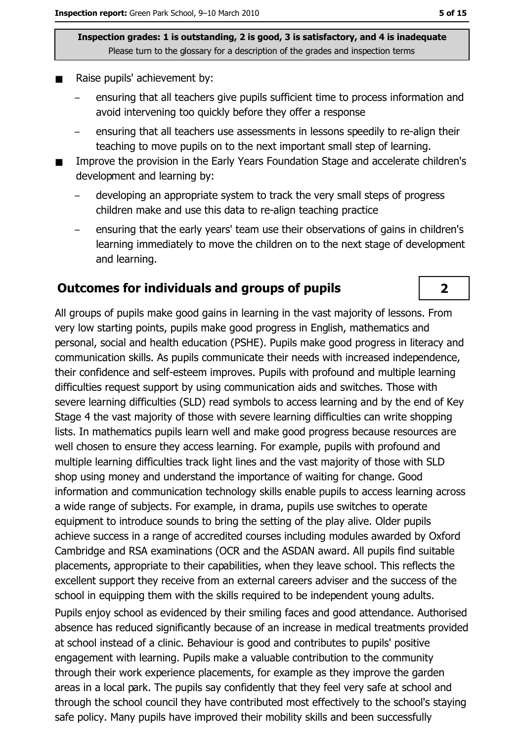Inspection grades: 1 is outstanding, 2 is good, 3 is satisfactory, and 4 is inadequate
Please turn to the glossary for a description of the grades and inspection terms

- Raise pupils' achievement by:
  - ensuring that all teachers give pupils sufficient time to process information and avoid intervening too quickly before they offer a response
  - ensuring that all teachers use assessments in lessons speedily to re-align their teaching to move pupils on to the next important small step of learning.
- Improve the provision in the Early Years Foundation Stage and accelerate children's development and learning by:
  - developing an appropriate system to track the very small steps of progress children make and use this data to re-align teaching practice
  - ensuring that the early years' team use their observations of gains in children's learning immediately to move the children on to the next stage of development and learning.

## Outcomes for individuals and groups of pupils — 2

All groups of pupils make good gains in learning in the vast majority of lessons. From very low starting points, pupils make good progress in English, mathematics and personal, social and health education (PSHE). Pupils make good progress in literacy and communication skills. As pupils communicate their needs with increased independence, their confidence and self-esteem improves. Pupils with profound and multiple learning difficulties request support by using communication aids and switches. Those with severe learning difficulties (SLD) read symbols to access learning and by the end of Key Stage 4 the vast majority of those with severe learning difficulties can write shopping lists. In mathematics pupils learn well and make good progress because resources are well chosen to ensure they access learning. For example, pupils with profound and multiple learning difficulties track light lines and the vast majority of those with SLD shop using money and understand the importance of waiting for change. Good information and communication technology skills enable pupils to access learning across a wide range of subjects. For example, in drama, pupils use switches to operate equipment to introduce sounds to bring the setting of the play alive. Older pupils achieve success in a range of accredited courses including modules awarded by Oxford Cambridge and RSA examinations (OCR and the ASDAN award. All pupils find suitable placements, appropriate to their capabilities, when they leave school. This reflects the excellent support they receive from an external careers adviser and the success of the school in equipping them with the skills required to be independent young adults.

Pupils enjoy school as evidenced by their smiling faces and good attendance. Authorised absence has reduced significantly because of an increase in medical treatments provided at school instead of a clinic. Behaviour is good and contributes to pupils' positive engagement with learning. Pupils make a valuable contribution to the community through their work experience placements, for example as they improve the garden areas in a local park. The pupils say confidently that they feel very safe at school and through the school council they have contributed most effectively to the school's staying safe policy. Many pupils have improved their mobility skills and been successfully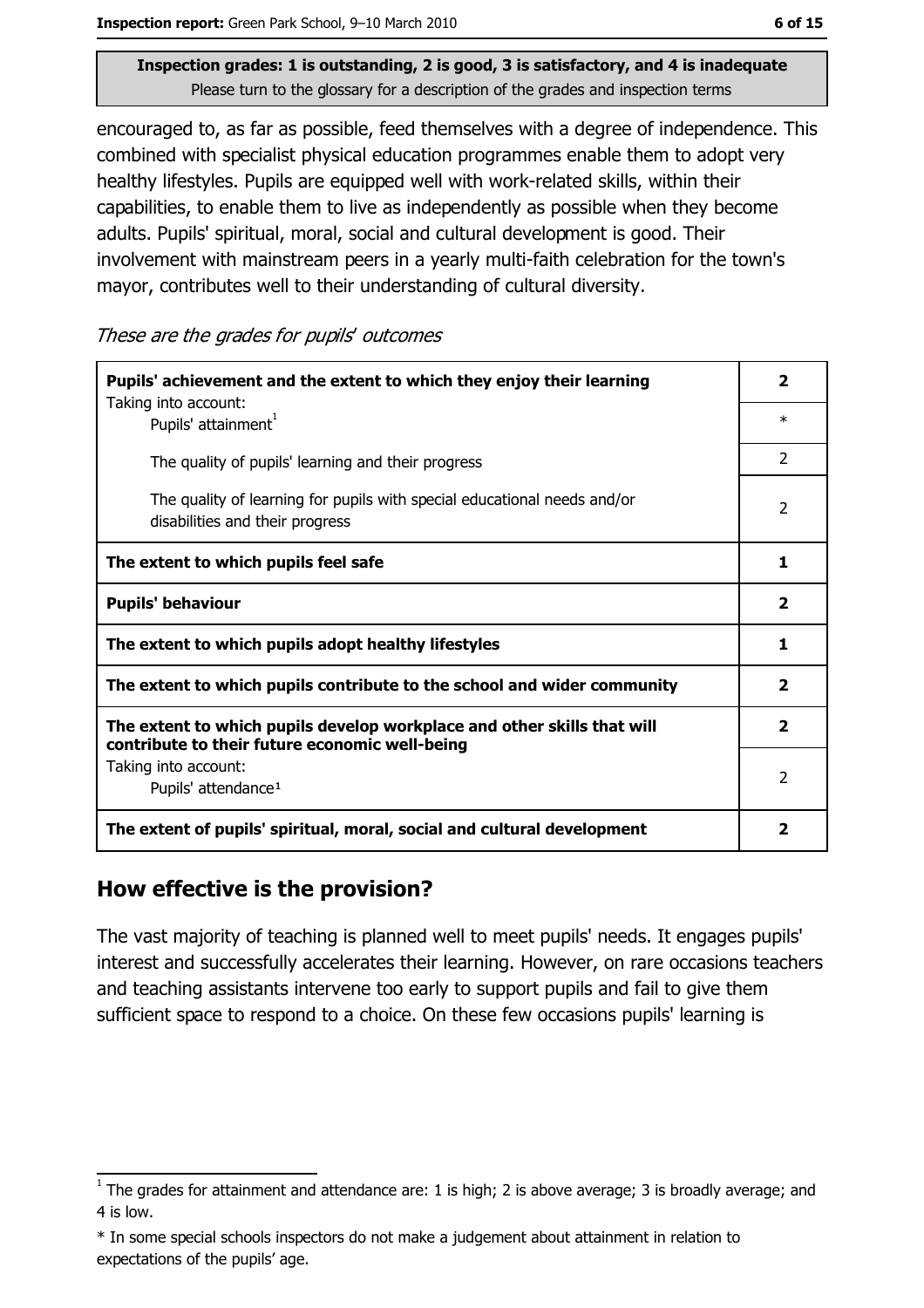**Inspection grades: 1 is outstanding, 2 is good, 3 is satisfactory, and 4 is inadequate**
Please turn to the glossary for a description of the grades and inspection terms

encouraged to, as far as possible, feed themselves with a degree of independence. This combined with specialist physical education programmes enable them to adopt very healthy lifestyles. Pupils are equipped well with work-related skills, within their capabilities, to enable them to live as independently as possible when they become adults. Pupils' spiritual, moral, social and cultural development is good. Their involvement with mainstream peers in a yearly multi-faith celebration for the town's mayor, contributes well to their understanding of cultural diversity.

*These are the grades for pupils' outcomes*

| | |
|---|---|
| **Pupils' achievement and the extent to which they enjoy their learning** | **2** |
| Taking into account: Pupils' attainment[1] | * |
| The quality of pupils' learning and their progress | 2 |
| The quality of learning for pupils with special educational needs and/or disabilities and their progress | 2 |
| **The extent to which pupils feel safe** | **1** |
| **Pupils' behaviour** | **2** |
| **The extent to which pupils adopt healthy lifestyles** | **1** |
| **The extent to which pupils contribute to the school and wider community** | **2** |
| **The extent to which pupils develop workplace and other skills that will contribute to their future economic well-being** | **2** |
| Taking into account: Pupils' attendance[1] | 2 |
| **The extent of pupils' spiritual, moral, social and cultural development** | **2** |

## How effective is the provision?

The vast majority of teaching is planned well to meet pupils' needs. It engages pupils' interest and successfully accelerates their learning. However, on rare occasions teachers and teaching assistants intervene too early to support pupils and fail to give them sufficient space to respond to a choice. On these few occasions pupils' learning is

[1] The grades for attainment and attendance are: 1 is high; 2 is above average; 3 is broadly average; and 4 is low.

* In some special schools inspectors do not make a judgement about attainment in relation to expectations of the pupils' age.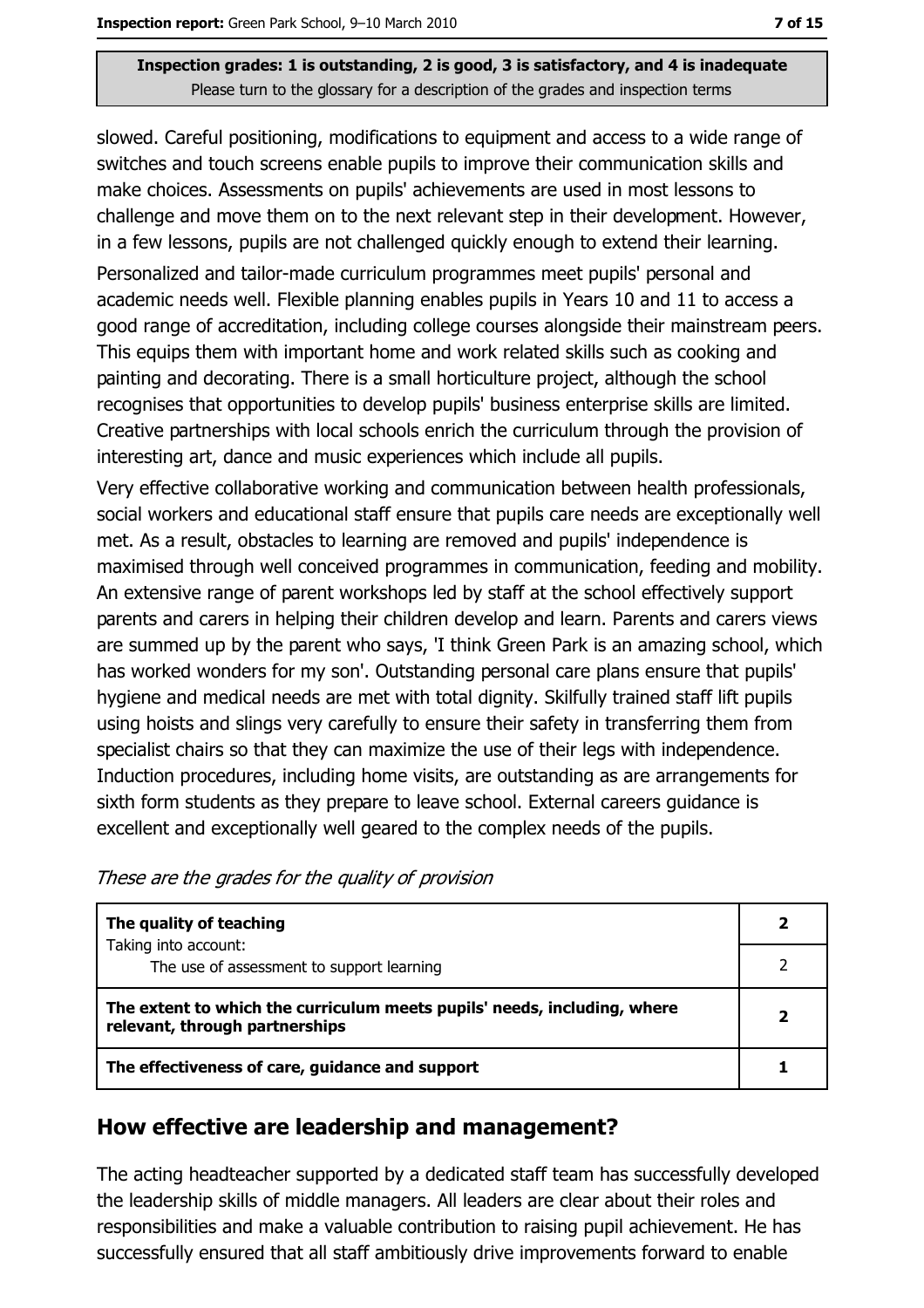slowed. Careful positioning, modifications to equipment and access to a wide range of switches and touch screens enable pupils to improve their communication skills and make choices. Assessments on pupils' achievements are used in most lessons to challenge and move them on to the next relevant step in their development. However, in a few lessons, pupils are not challenged quickly enough to extend their learning.

Personalized and tailor-made curriculum programmes meet pupils' personal and academic needs well. Flexible planning enables pupils in Years 10 and 11 to access a good range of accreditation, including college courses alongside their mainstream peers. This equips them with important home and work related skills such as cooking and painting and decorating. There is a small horticulture project, although the school recognises that opportunities to develop pupils' business enterprise skills are limited. Creative partnerships with local schools enrich the curriculum through the provision of interesting art, dance and music experiences which include all pupils.

Very effective collaborative working and communication between health professionals, social workers and educational staff ensure that pupils care needs are exceptionally well met. As a result, obstacles to learning are removed and pupils' independence is maximised through well conceived programmes in communication, feeding and mobility. An extensive range of parent workshops led by staff at the school effectively support parents and carers in helping their children develop and learn. Parents and carers views are summed up by the parent who says, 'I think Green Park is an amazing school, which has worked wonders for my son'. Outstanding personal care plans ensure that pupils' hygiene and medical needs are met with total dignity. Skilfully trained staff lift pupils using hoists and slings very carefully to ensure their safety in transferring them from specialist chairs so that they can maximize the use of their legs with independence. Induction procedures, including home visits, are outstanding as are arrangements for sixth form students as they prepare to leave school. External careers guidance is excellent and exceptionally well geared to the complex needs of the pupils.

*These are the grades for the quality of provision*

| | |
|---|---|
| **The quality of teaching**<br>Taking into account:<br>The use of assessment to support learning | **2**<br>2 |
| **The extent to which the curriculum meets pupils' needs, including, where relevant, through partnerships** | **2** |
| **The effectiveness of care, guidance and support** | **1** |

## How effective are leadership and management?

The acting headteacher supported by a dedicated staff team has successfully developed the leadership skills of middle managers. All leaders are clear about their roles and responsibilities and make a valuable contribution to raising pupil achievement. He has successfully ensured that all staff ambitiously drive improvements forward to enable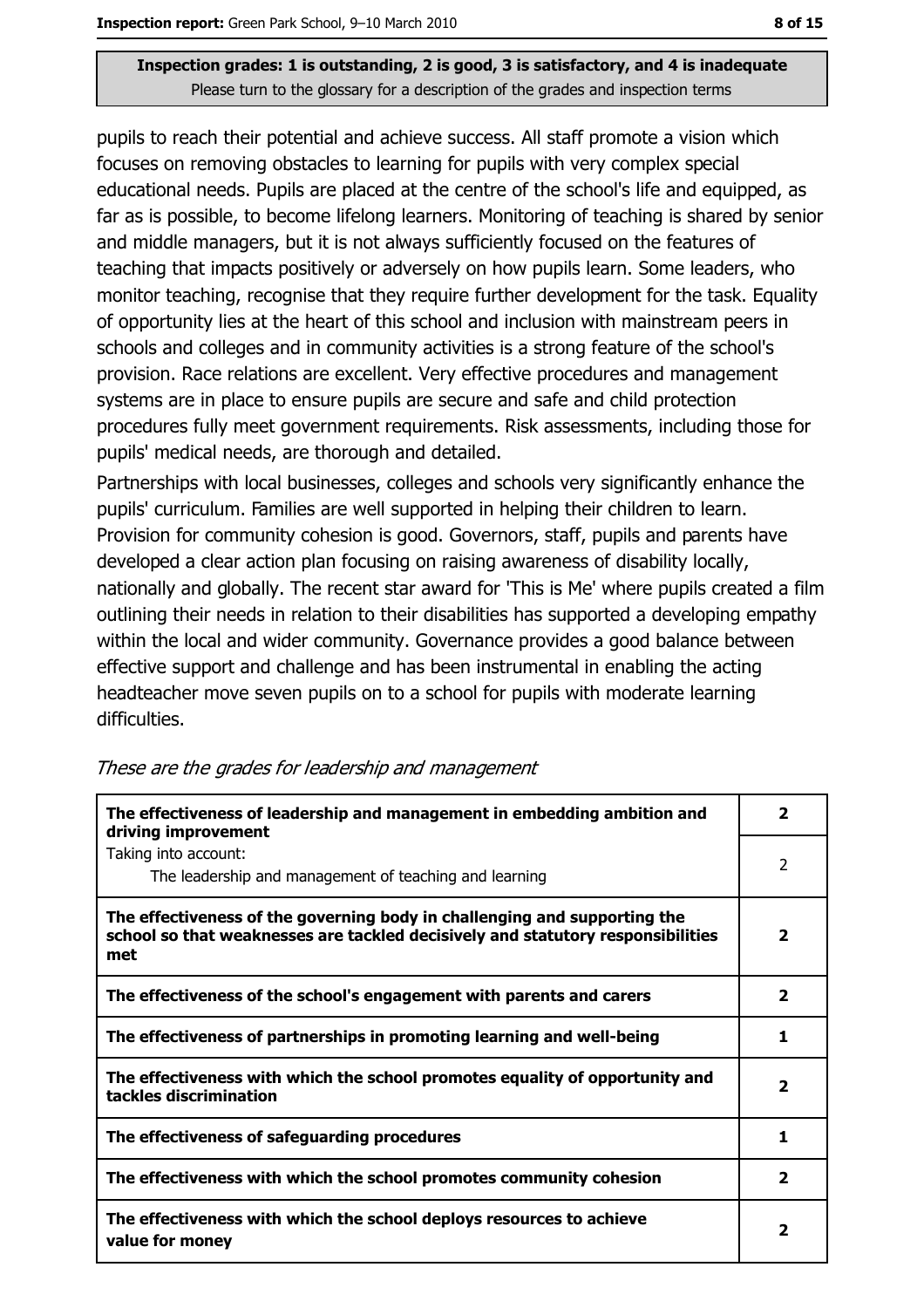**Inspection grades: 1 is outstanding, 2 is good, 3 is satisfactory, and 4 is inadequate**
Please turn to the glossary for a description of the grades and inspection terms

pupils to reach their potential and achieve success. All staff promote a vision which focuses on removing obstacles to learning for pupils with very complex special educational needs. Pupils are placed at the centre of the school's life and equipped, as far as is possible, to become lifelong learners. Monitoring of teaching is shared by senior and middle managers, but it is not always sufficiently focused on the features of teaching that impacts positively or adversely on how pupils learn. Some leaders, who monitor teaching, recognise that they require further development for the task. Equality of opportunity lies at the heart of this school and inclusion with mainstream peers in schools and colleges and in community activities is a strong feature of the school's provision. Race relations are excellent. Very effective procedures and management systems are in place to ensure pupils are secure and safe and child protection procedures fully meet government requirements. Risk assessments, including those for pupils' medical needs, are thorough and detailed.

Partnerships with local businesses, colleges and schools very significantly enhance the pupils' curriculum. Families are well supported in helping their children to learn. Provision for community cohesion is good. Governors, staff, pupils and parents have developed a clear action plan focusing on raising awareness of disability locally, nationally and globally. The recent star award for 'This is Me' where pupils created a film outlining their needs in relation to their disabilities has supported a developing empathy within the local and wider community. Governance provides a good balance between effective support and challenge and has been instrumental in enabling the acting headteacher move seven pupils on to a school for pupils with moderate learning difficulties.

*These are the grades for leadership and management*

| | |
|---|---|
| **The effectiveness of leadership and management in embedding ambition and driving improvement** | **2** |
| Taking into account: The leadership and management of teaching and learning | 2 |
| **The effectiveness of the governing body in challenging and supporting the school so that weaknesses are tackled decisively and statutory responsibilities met** | **2** |
| **The effectiveness of the school's engagement with parents and carers** | **2** |
| **The effectiveness of partnerships in promoting learning and well-being** | **1** |
| **The effectiveness with which the school promotes equality of opportunity and tackles discrimination** | **2** |
| **The effectiveness of safeguarding procedures** | **1** |
| **The effectiveness with which the school promotes community cohesion** | **2** |
| **The effectiveness with which the school deploys resources to achieve value for money** | **2** |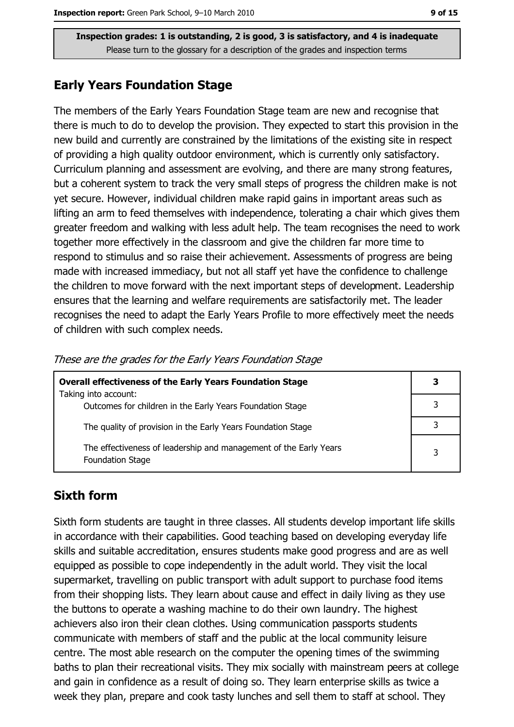Inspection grades: 1 is outstanding, 2 is good, 3 is satisfactory, and 4 is inadequate
Please turn to the glossary for a description of the grades and inspection terms

## Early Years Foundation Stage

The members of the Early Years Foundation Stage team are new and recognise that there is much to do to develop the provision. They expected to start this provision in the new build and currently are constrained by the limitations of the existing site in respect of providing a high quality outdoor environment, which is currently only satisfactory. Curriculum planning and assessment are evolving, and there are many strong features, but a coherent system to track the very small steps of progress the children make is not yet secure. However, individual children make rapid gains in important areas such as lifting an arm to feed themselves with independence, tolerating a chair which gives them greater freedom and walking with less adult help. The team recognises the need to work together more effectively in the classroom and give the children far more time to respond to stimulus and so raise their achievement. Assessments of progress are being made with increased immediacy, but not all staff yet have the confidence to challenge the children to move forward with the next important steps of development. Leadership ensures that the learning and welfare requirements are satisfactorily met. The leader recognises the need to adapt the Early Years Profile to more effectively meet the needs of children with such complex needs.

*These are the grades for the Early Years Foundation Stage*

| **Overall effectiveness of the Early Years Foundation Stage** Taking into account: | **3** |
|---|---|
| Outcomes for children in the Early Years Foundation Stage | 3 |
| The quality of provision in the Early Years Foundation Stage | 3 |
| The effectiveness of leadership and management of the Early Years Foundation Stage | 3 |

## Sixth form

Sixth form students are taught in three classes. All students develop important life skills in accordance with their capabilities. Good teaching based on developing everyday life skills and suitable accreditation, ensures students make good progress and are as well equipped as possible to cope independently in the adult world. They visit the local supermarket, travelling on public transport with adult support to purchase food items from their shopping lists. They learn about cause and effect in daily living as they use the buttons to operate a washing machine to do their own laundry. The highest achievers also iron their clean clothes. Using communication passports students communicate with members of staff and the public at the local community leisure centre. The most able research on the computer the opening times of the swimming baths to plan their recreational visits. They mix socially with mainstream peers at college and gain in confidence as a result of doing so. They learn enterprise skills as twice a week they plan, prepare and cook tasty lunches and sell them to staff at school. They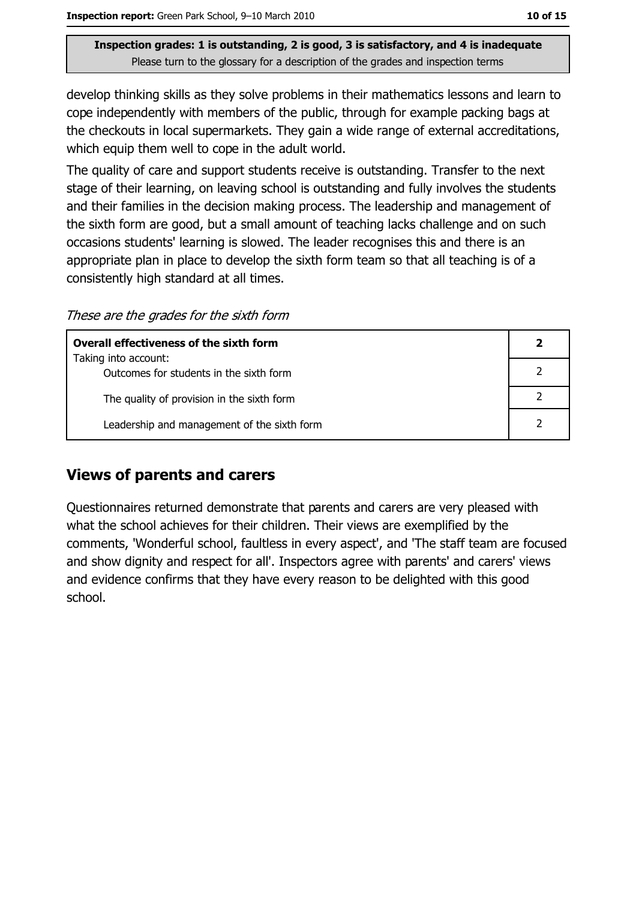**Inspection grades: 1 is outstanding, 2 is good, 3 is satisfactory, and 4 is inadequate**
Please turn to the glossary for a description of the grades and inspection terms

develop thinking skills as they solve problems in their mathematics lessons and learn to cope independently with members of the public, through for example packing bags at the checkouts in local supermarkets. They gain a wide range of external accreditations, which equip them well to cope in the adult world.

The quality of care and support students receive is outstanding. Transfer to the next stage of their learning, on leaving school is outstanding and fully involves the students and their families in the decision making process. The leadership and management of the sixth form are good, but a small amount of teaching lacks challenge and on such occasions students' learning is slowed. The leader recognises this and there is an appropriate plan in place to develop the sixth form team so that all teaching is of a consistently high standard at all times.

*These are the grades for the sixth form*

| | |
|---|---|
| **Overall effectiveness of the sixth form**<br>Taking into account: | **2** |
| Outcomes for students in the sixth form | 2 |
| The quality of provision in the sixth form | 2 |
| Leadership and management of the sixth form | 2 |

## Views of parents and carers

Questionnaires returned demonstrate that parents and carers are very pleased with what the school achieves for their children. Their views are exemplified by the comments, 'Wonderful school, faultless in every aspect', and 'The staff team are focused and show dignity and respect for all'. Inspectors agree with parents' and carers' views and evidence confirms that they have every reason to be delighted with this good school.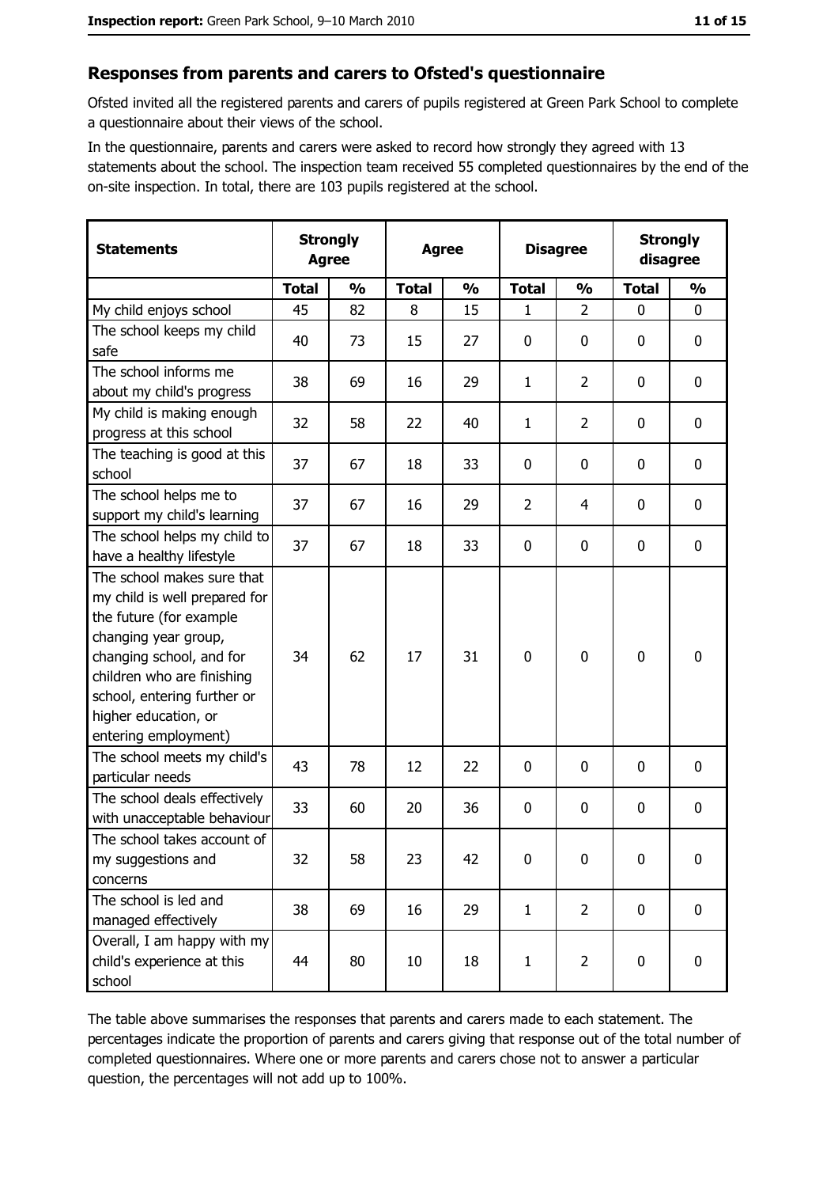## Responses from parents and carers to Ofsted's questionnaire

Ofsted invited all the registered parents and carers of pupils registered at Green Park School to complete a questionnaire about their views of the school.

In the questionnaire, parents and carers were asked to record how strongly they agreed with 13 statements about the school. The inspection team received 55 completed questionnaires by the end of the on-site inspection. In total, there are 103 pupils registered at the school.

| Statements | Strongly Agree | | Agree | | Disagree | | Strongly disagree | |
|---|---|---|---|---|---|---|---|---|
| | Total | % | Total | % | Total | % | Total | % |
| My child enjoys school | 45 | 82 | 8 | 15 | 1 | 2 | 0 | 0 |
| The school keeps my child safe | 40 | 73 | 15 | 27 | 0 | 0 | 0 | 0 |
| The school informs me about my child's progress | 38 | 69 | 16 | 29 | 1 | 2 | 0 | 0 |
| My child is making enough progress at this school | 32 | 58 | 22 | 40 | 1 | 2 | 0 | 0 |
| The teaching is good at this school | 37 | 67 | 18 | 33 | 0 | 0 | 0 | 0 |
| The school helps me to support my child's learning | 37 | 67 | 16 | 29 | 2 | 4 | 0 | 0 |
| The school helps my child to have a healthy lifestyle | 37 | 67 | 18 | 33 | 0 | 0 | 0 | 0 |
| The school makes sure that my child is well prepared for the future (for example changing year group, changing school, and for children who are finishing school, entering further or higher education, or entering employment) | 34 | 62 | 17 | 31 | 0 | 0 | 0 | 0 |
| The school meets my child's particular needs | 43 | 78 | 12 | 22 | 0 | 0 | 0 | 0 |
| The school deals effectively with unacceptable behaviour | 33 | 60 | 20 | 36 | 0 | 0 | 0 | 0 |
| The school takes account of my suggestions and concerns | 32 | 58 | 23 | 42 | 0 | 0 | 0 | 0 |
| The school is led and managed effectively | 38 | 69 | 16 | 29 | 1 | 2 | 0 | 0 |
| Overall, I am happy with my child's experience at this school | 44 | 80 | 10 | 18 | 1 | 2 | 0 | 0 |

The table above summarises the responses that parents and carers made to each statement. The percentages indicate the proportion of parents and carers giving that response out of the total number of completed questionnaires. Where one or more parents and carers chose not to answer a particular question, the percentages will not add up to 100%.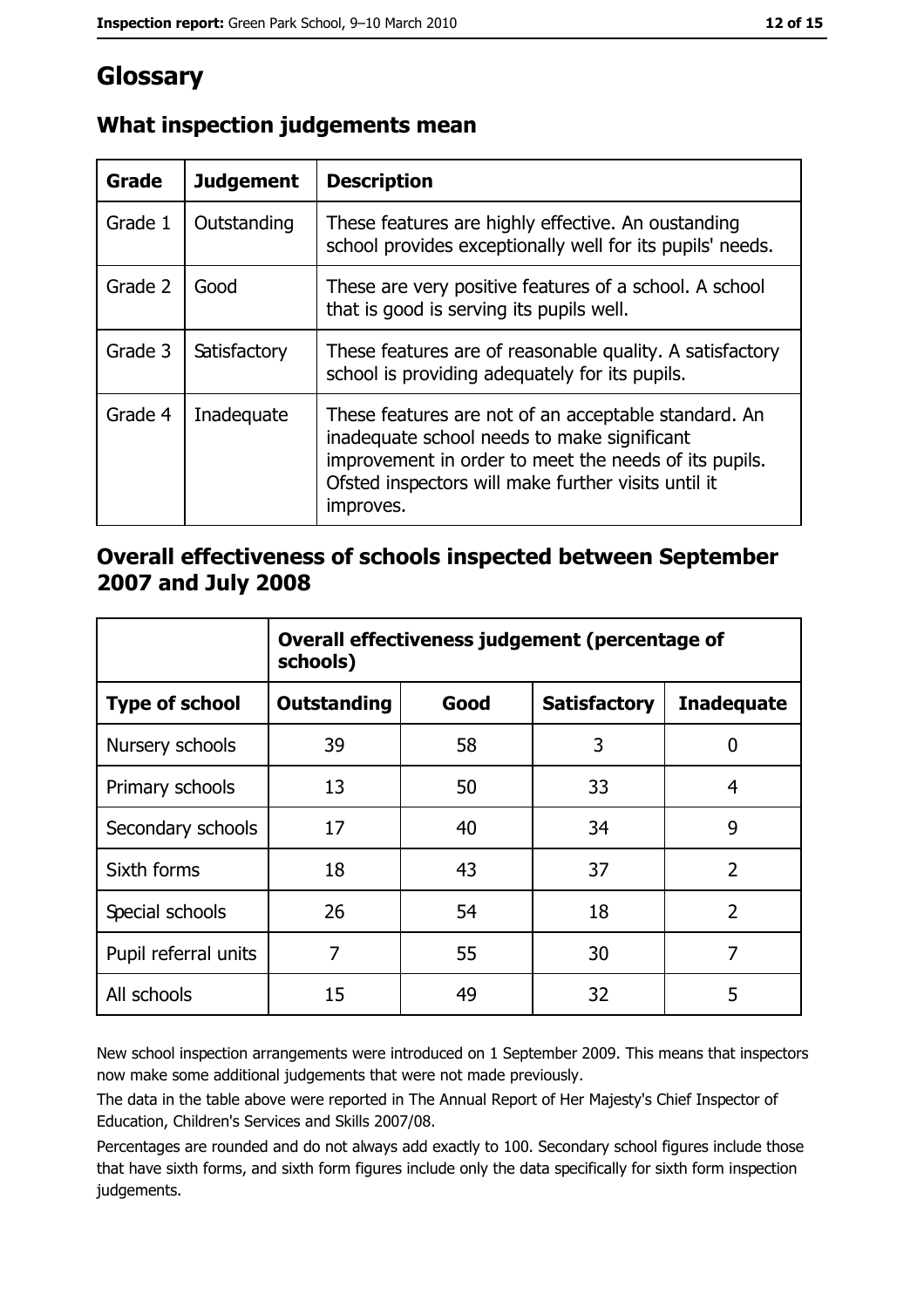# Glossary

## What inspection judgements mean

| Grade | Judgement | Description |
|---|---|---|
| Grade 1 | Outstanding | These features are highly effective. An oustanding school provides exceptionally well for its pupils' needs. |
| Grade 2 | Good | These are very positive features of a school. A school that is good is serving its pupils well. |
| Grade 3 | Satisfactory | These features are of reasonable quality. A satisfactory school is providing adequately for its pupils. |
| Grade 4 | Inadequate | These features are not of an acceptable standard. An inadequate school needs to make significant improvement in order to meet the needs of its pupils. Ofsted inspectors will make further visits until it improves. |

## Overall effectiveness of schools inspected between September 2007 and July 2008

| | Overall effectiveness judgement (percentage of schools) | | | |
|---|---|---|---|---|
| **Type of school** | **Outstanding** | **Good** | **Satisfactory** | **Inadequate** |
| Nursery schools | 39 | 58 | 3 | 0 |
| Primary schools | 13 | 50 | 33 | 4 |
| Secondary schools | 17 | 40 | 34 | 9 |
| Sixth forms | 18 | 43 | 37 | 2 |
| Special schools | 26 | 54 | 18 | 2 |
| Pupil referral units | 7 | 55 | 30 | 7 |
| All schools | 15 | 49 | 32 | 5 |

New school inspection arrangements were introduced on 1 September 2009. This means that inspectors now make some additional judgements that were not made previously.

The data in the table above were reported in The Annual Report of Her Majesty's Chief Inspector of Education, Children's Services and Skills 2007/08.

Percentages are rounded and do not always add exactly to 100. Secondary school figures include those that have sixth forms, and sixth form figures include only the data specifically for sixth form inspection judgements.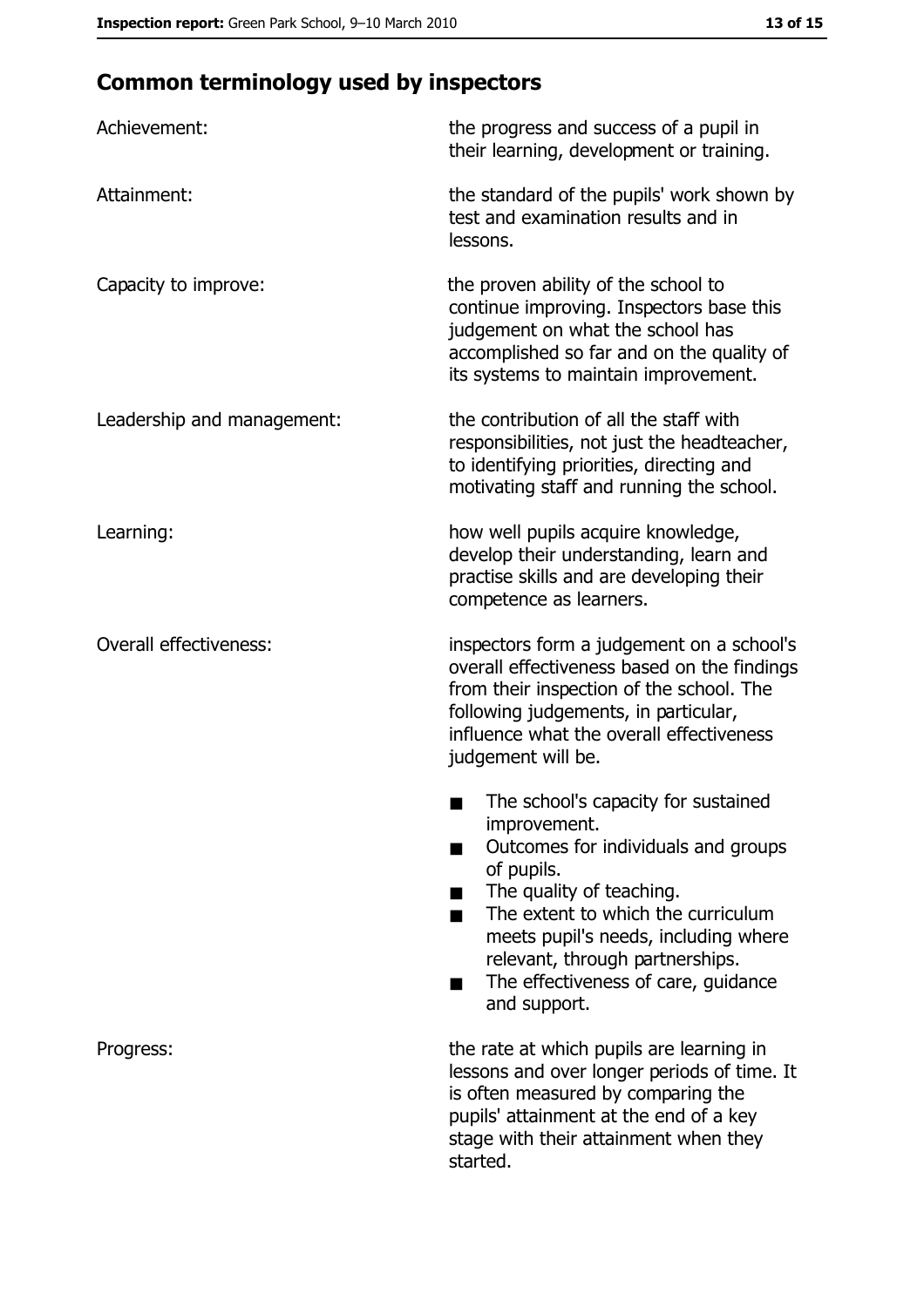## Common terminology used by inspectors

| | |
|---|---|
| Achievement: | the progress and success of a pupil in their learning, development or training. |
| Attainment: | the standard of the pupils' work shown by test and examination results and in lessons. |
| Capacity to improve: | the proven ability of the school to continue improving. Inspectors base this judgement on what the school has accomplished so far and on the quality of its systems to maintain improvement. |
| Leadership and management: | the contribution of all the staff with responsibilities, not just the headteacher, to identifying priorities, directing and motivating staff and running the school. |
| Learning: | how well pupils acquire knowledge, develop their understanding, learn and practise skills and are developing their competence as learners. |
| Overall effectiveness: | inspectors form a judgement on a school's overall effectiveness based on the findings from their inspection of the school. The following judgements, in particular, influence what the overall effectiveness judgement will be.<br>■ The school's capacity for sustained improvement.<br>■ Outcomes for individuals and groups of pupils.<br>■ The quality of teaching.<br>■ The extent to which the curriculum meets pupil's needs, including where relevant, through partnerships.<br>■ The effectiveness of care, guidance and support. |
| Progress: | the rate at which pupils are learning in lessons and over longer periods of time. It is often measured by comparing the pupils' attainment at the end of a key stage with their attainment when they started. |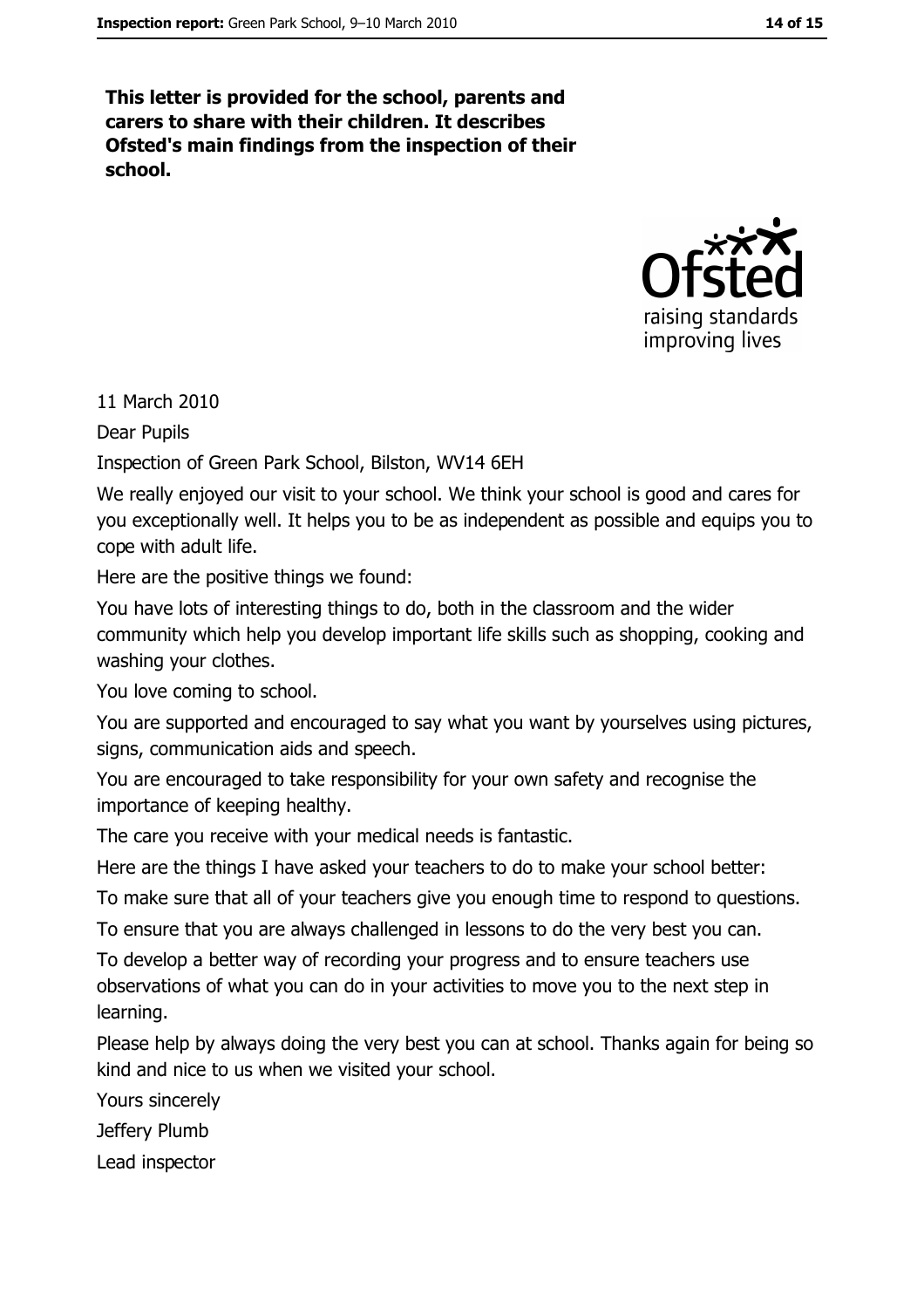**This letter is provided for the school, parents and carers to share with their children. It describes Ofsted's main findings from the inspection of their school.**

11 March 2010

Dear Pupils

Inspection of Green Park School, Bilston, WV14 6EH

We really enjoyed our visit to your school. We think your school is good and cares for you exceptionally well. It helps you to be as independent as possible and equips you to cope with adult life.

Here are the positive things we found:

You have lots of interesting things to do, both in the classroom and the wider community which help you develop important life skills such as shopping, cooking and washing your clothes.

You love coming to school.

You are supported and encouraged to say what you want by yourselves using pictures, signs, communication aids and speech.

You are encouraged to take responsibility for your own safety and recognise the importance of keeping healthy.

The care you receive with your medical needs is fantastic.

Here are the things I have asked your teachers to do to make your school better:

To make sure that all of your teachers give you enough time to respond to questions.

To ensure that you are always challenged in lessons to do the very best you can.

To develop a better way of recording your progress and to ensure teachers use observations of what you can do in your activities to move you to the next step in learning.

Please help by always doing the very best you can at school. Thanks again for being so kind and nice to us when we visited your school.

Yours sincerely

Jeffery Plumb

Lead inspector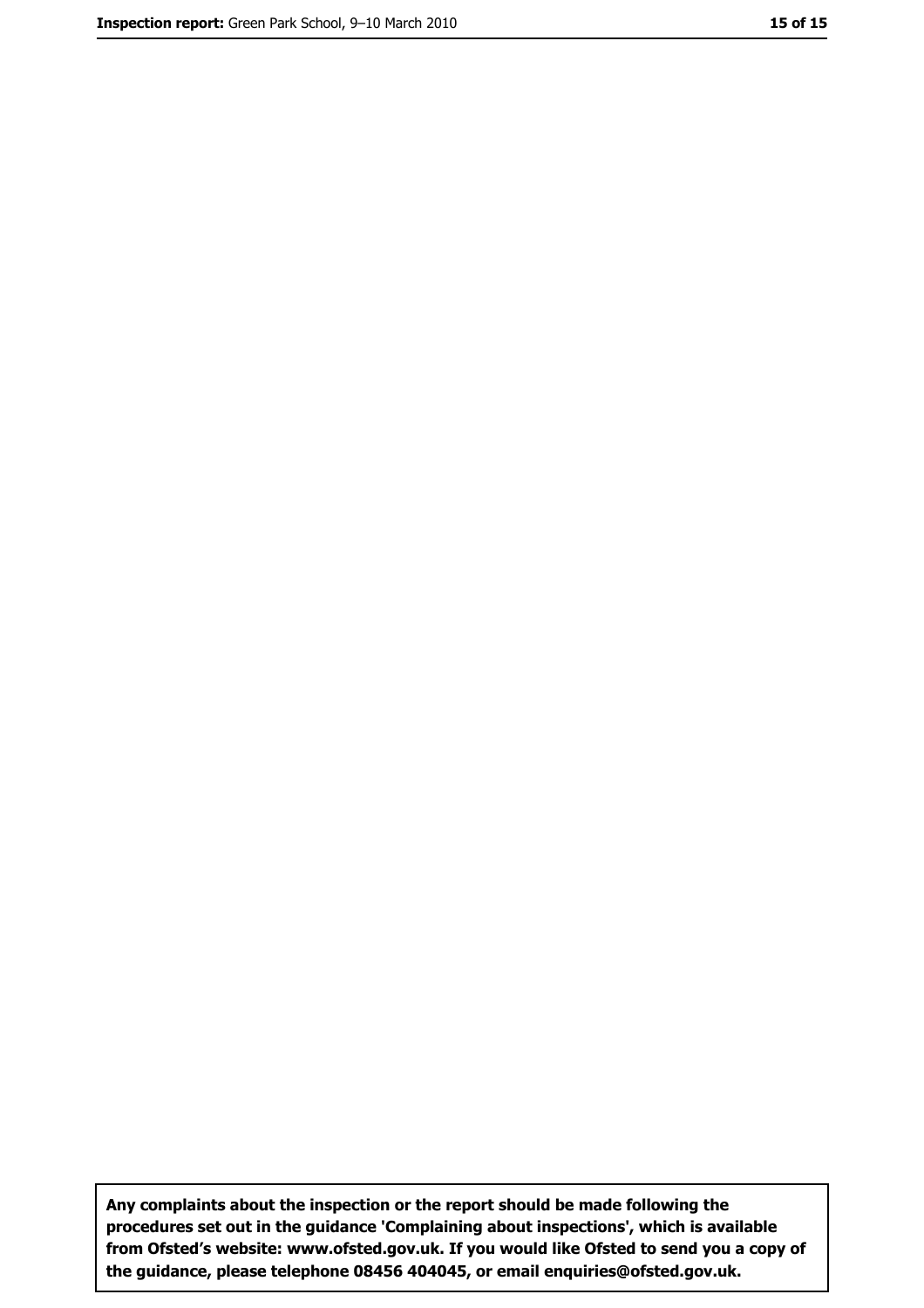**Any complaints about the inspection or the report should be made following the procedures set out in the guidance 'Complaining about inspections', which is available from Ofsted's website: www.ofsted.gov.uk. If you would like Ofsted to send you a copy of the guidance, please telephone 08456 404045, or email enquiries@ofsted.gov.uk.**